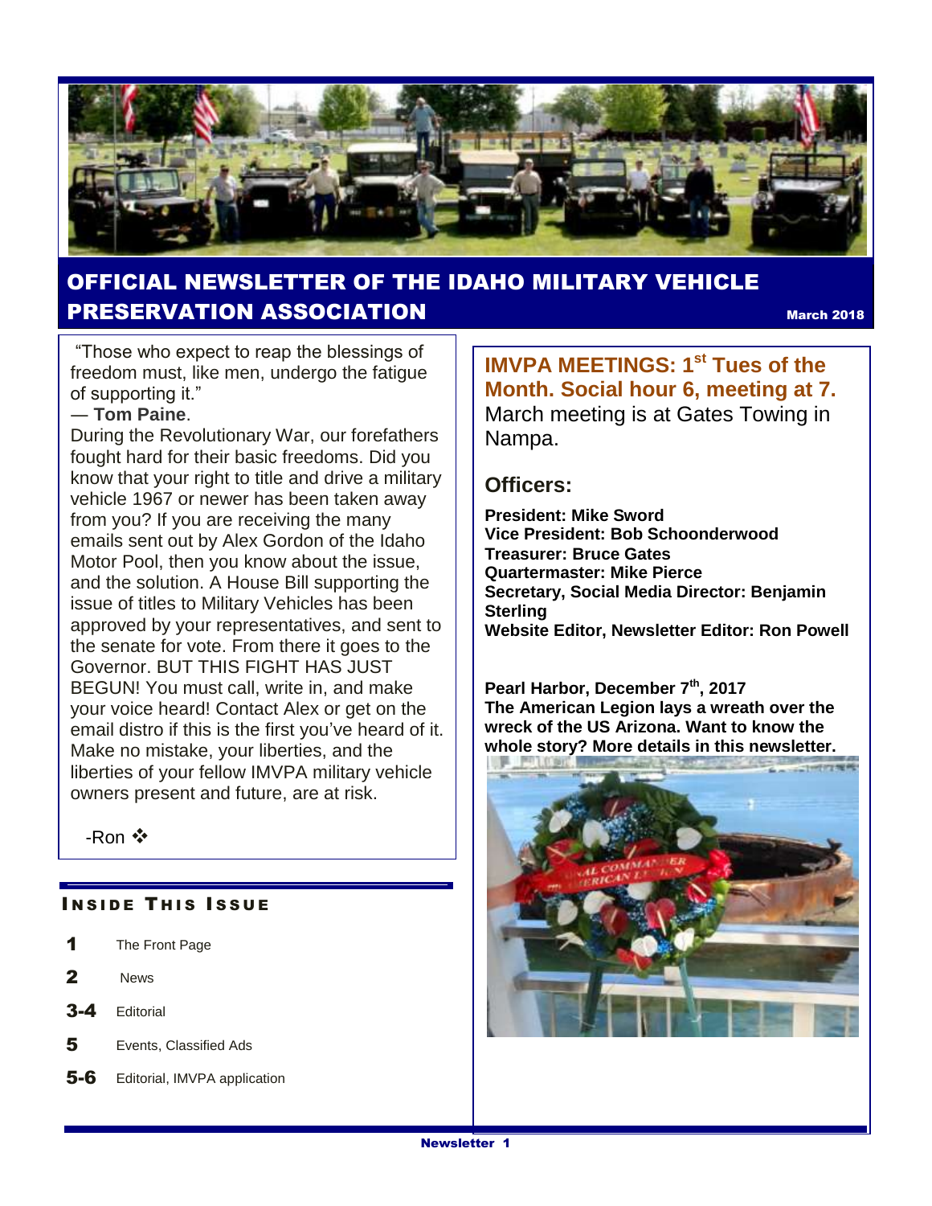# OFFICIAL NEWSLETTER OF THE IDAHO MILITARY VEHICLE PRESERVATION ASSOCIATION

**March 2018**

"Those who expect to reap the blessings of freedom must, like men, undergo the fatigue of supporting it."

— **Tom Paine**.

During the Revolutionary War, our forefathers fought hard for their basic freedoms. Did you know that your right to title and drive a military vehicle 1967 or newer has been taken away from you? If you are receiving the many emails sent out by Alex Gordon of the Idaho Motor Pool, then you know about the issue, and the solution. A House Bill supporting the issue of titles to Military Vehicles has been approved by your representatives, and sent to the senate for vote. From there it goes to the Governor. BUT THIS FIGHT HAS JUST BEGUN! You must call, write in, and make your voice heard! Contact Alex or get on the email distro if this is the first you've heard of it. Make no mistake, your liberties, and the liberties of your fellow IMVPA military vehicle owners present and future, are at risk.

-Ron ❖

## INSIDE THIS ISSUE

| | |
|---|---|
| **1** | The Front Page |
| **2** | News |
| **3-4** | Editorial |
| **5** | Events, Classified Ads |
| **5-6** | Editorial, IMVPA application |

## IMVPA MEETINGS: 1st Tues of the Month. Social hour 6, meeting at 7.

March meeting is at Gates Towing in Nampa.

## Officers:

**President: Mike Sword**
**Vice President: Bob Schoonderwood**
**Treasurer: Bruce Gates**
**Quartermaster: Mike Pierce**
**Secretary, Social Media Director: Benjamin Sterling**
**Website Editor, Newsletter Editor: Ron Powell**

**Pearl Harbor, December 7th, 2017**
**The American Legion lays a wreath over the wreck of the US Arizona. Want to know the whole story? More details in this newsletter.**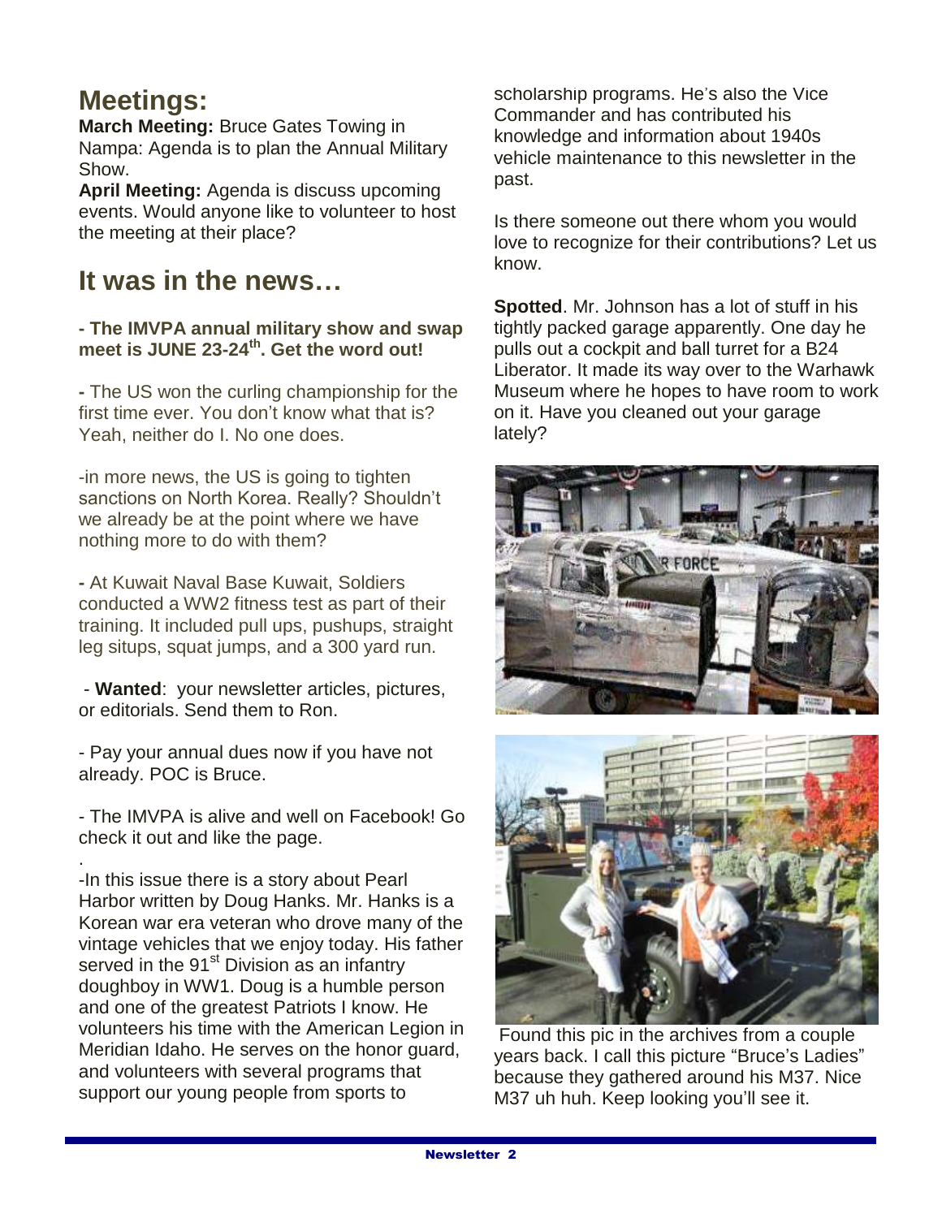## Meetings:

**March Meeting:** Bruce Gates Towing in Nampa: Agenda is to plan the Annual Military Show.

**April Meeting:** Agenda is discuss upcoming events. Would anyone like to volunteer to host the meeting at their place?

## It was in the news…

**- The IMVPA annual military show and swap meet is JUNE 23-24th. Get the word out!**

- The US won the curling championship for the first time ever. You don't know what that is? Yeah, neither do I. No one does.

-in more news, the US is going to tighten sanctions on North Korea. Really? Shouldn't we already be at the point where we have nothing more to do with them?

- At Kuwait Naval Base Kuwait, Soldiers conducted a WW2 fitness test as part of their training. It included pull ups, pushups, straight leg situps, squat jumps, and a 300 yard run.

- **Wanted**: your newsletter articles, pictures, or editorials. Send them to Ron.

- Pay your annual dues now if you have not already. POC is Bruce.

- The IMVPA is alive and well on Facebook! Go check it out and like the page.

.

-In this issue there is a story about Pearl Harbor written by Doug Hanks. Mr. Hanks is a Korean war era veteran who drove many of the vintage vehicles that we enjoy today. His father served in the 91st Division as an infantry doughboy in WW1. Doug is a humble person and one of the greatest Patriots I know. He volunteers his time with the American Legion in Meridian Idaho. He serves on the honor guard, and volunteers with several programs that support our young people from sports to scholarship programs. He's also the Vice Commander and has contributed his knowledge and information about 1940s vehicle maintenance to this newsletter in the past.

Is there someone out there whom you would love to recognize for their contributions? Let us know.

**Spotted**. Mr. Johnson has a lot of stuff in his tightly packed garage apparently. One day he pulls out a cockpit and ball turret for a B24 Liberator. It made its way over to the Warhawk Museum where he hopes to have room to work on it. Have you cleaned out your garage lately?

Found this pic in the archives from a couple years back. I call this picture "Bruce's Ladies" because they gathered around his M37. Nice M37 uh huh. Keep looking you'll see it.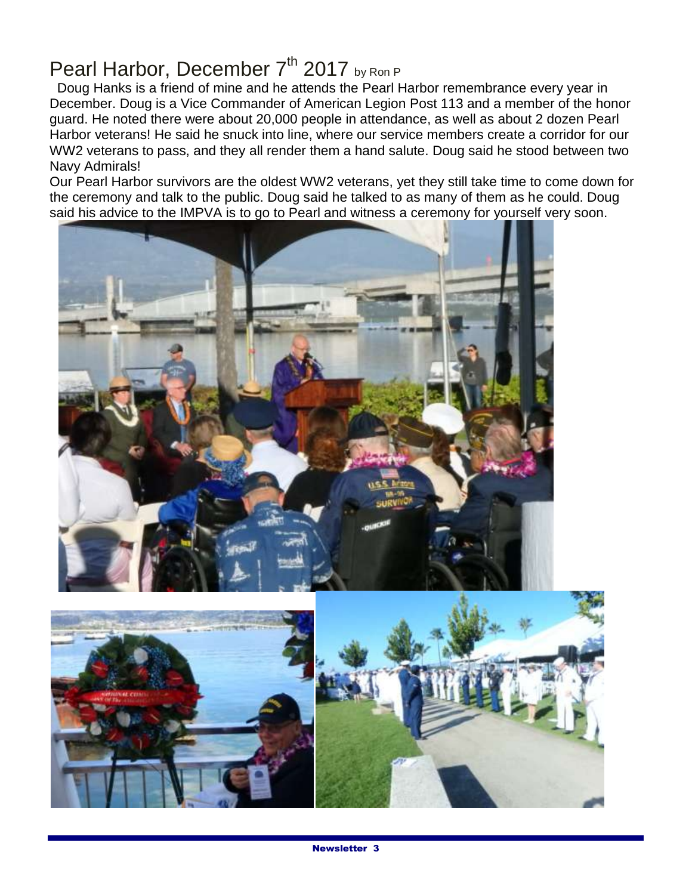# Pearl Harbor, December 7th 2017 by Ron P

Doug Hanks is a friend of mine and he attends the Pearl Harbor remembrance every year in December. Doug is a Vice Commander of American Legion Post 113 and a member of the honor guard. He noted there were about 20,000 people in attendance, as well as about 2 dozen Pearl Harbor veterans! He said he snuck into line, where our service members create a corridor for our WW2 veterans to pass, and they all render them a hand salute. Doug said he stood between two Navy Admirals!

Our Pearl Harbor survivors are the oldest WW2 veterans, yet they still take time to come down for the ceremony and talk to the public. Doug said he talked to as many of them as he could. Doug said his advice to the IMPVA is to go to Pearl and witness a ceremony for yourself very soon.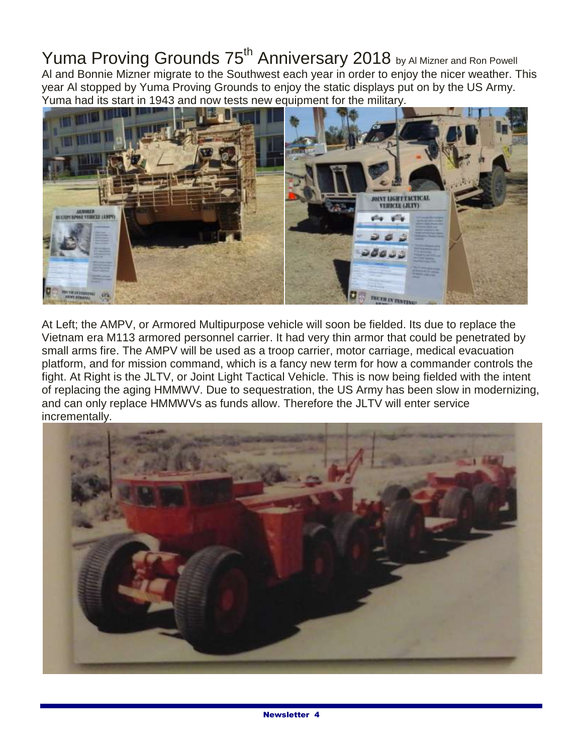# Yuma Proving Grounds 75th Anniversary 2018 by Al Mizner and Ron Powell

Al and Bonnie Mizner migrate to the Southwest each year in order to enjoy the nicer weather. This year Al stopped by Yuma Proving Grounds to enjoy the static displays put on by the US Army. Yuma had its start in 1943 and now tests new equipment for the military.

At Left; the AMPV, or Armored Multipurpose vehicle will soon be fielded. Its due to replace the Vietnam era M113 armored personnel carrier. It had very thin armor that could be penetrated by small arms fire. The AMPV will be used as a troop carrier, motor carriage, medical evacuation platform, and for mission command, which is a fancy new term for how a commander controls the fight. At Right is the JLTV, or Joint Light Tactical Vehicle. This is now being fielded with the intent of replacing the aging HMMWV. Due to sequestration, the US Army has been slow in modernizing, and can only replace HMMWVs as funds allow. Therefore the JLTV will enter service incrementally.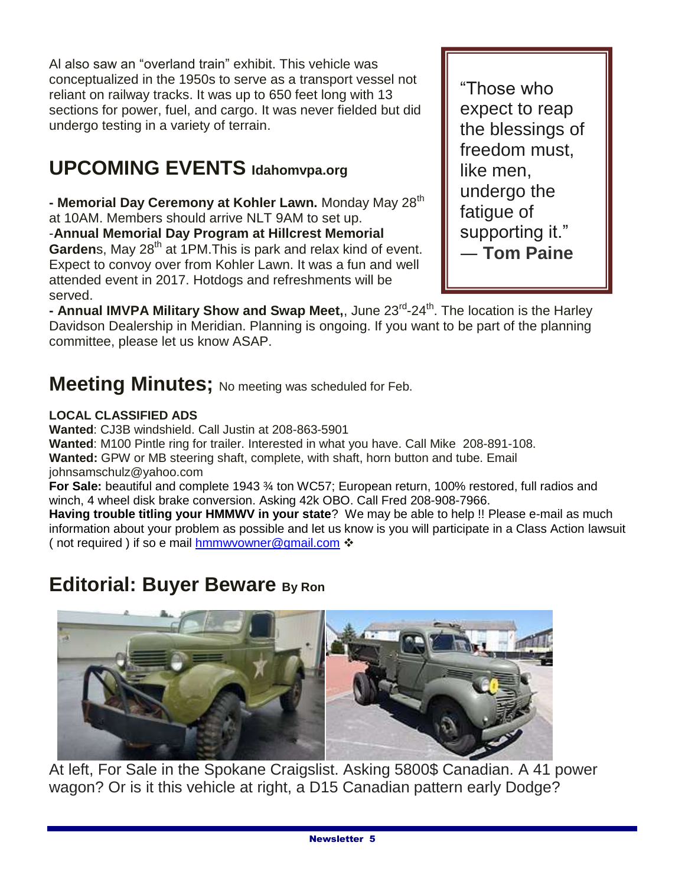Al also saw an "overland train" exhibit. This vehicle was conceptualized in the 1950s to serve as a transport vessel not reliant on railway tracks. It was up to 650 feet long with 13 sections for power, fuel, and cargo. It was never fielded but did undergo testing in a variety of terrain.

> "Those who expect to reap the blessings of freedom must, like men, undergo the fatigue of supporting it." — **Tom Paine**

## UPCOMING EVENTS Idahomvpa.org

**- Memorial Day Ceremony at Kohler Lawn.** Monday May 28th at 10AM. Members should arrive NLT 9AM to set up.
-**Annual Memorial Day Program at Hillcrest Memorial Garden**s, May 28th at 1PM.This is park and relax kind of event. Expect to convoy over from Kohler Lawn. It was a fun and well attended event in 2017. Hotdogs and refreshments will be served.
**- Annual IMVPA Military Show and Swap Meet,**, June 23rd-24th. The location is the Harley Davidson Dealership in Meridian. Planning is ongoing. If you want to be part of the planning committee, please let us know ASAP.

## Meeting Minutes; No meeting was scheduled for Feb.

**LOCAL CLASSIFIED ADS**
**Wanted**: CJ3B windshield. Call Justin at 208-863-5901
**Wanted**: M100 Pintle ring for trailer. Interested in what you have. Call Mike 208-891-108.
**Wanted:** GPW or MB steering shaft, complete, with shaft, horn button and tube. Email johnsamschulz@yahoo.com
**For Sale:** beautiful and complete 1943 ¾ ton WC57; European return, 100% restored, full radios and winch, 4 wheel disk brake conversion. Asking 42k OBO. Call Fred 208-908-7966.
**Having trouble titling your HMMWV in your state**? We may be able to help !! Please e-mail as much information about your problem as possible and let us know is you will participate in a Class Action lawsuit ( not required ) if so e mail hmmwvowner@gmail.com ❖

## Editorial: Buyer Beware By Ron

At left, For Sale in the Spokane Craigslist. Asking 5800$ Canadian. A 41 power wagon? Or is it this vehicle at right, a D15 Canadian pattern early Dodge?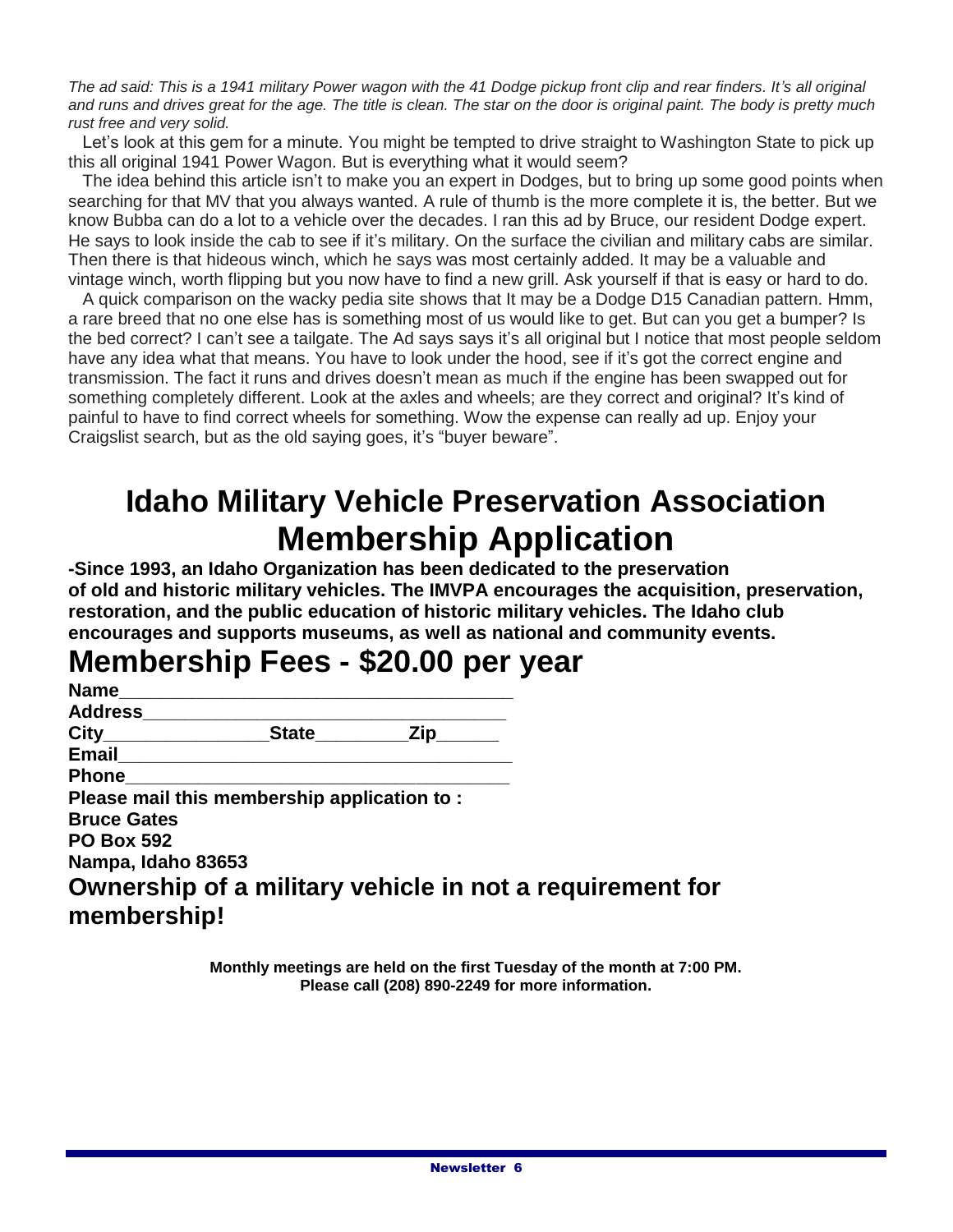*The ad said: This is a 1941 military Power wagon with the 41 Dodge pickup front clip and rear finders. It's all original and runs and drives great for the age. The title is clean. The star on the door is original paint. The body is pretty much rust free and very solid.*

Let's look at this gem for a minute. You might be tempted to drive straight to Washington State to pick up this all original 1941 Power Wagon. But is everything what it would seem?

The idea behind this article isn't to make you an expert in Dodges, but to bring up some good points when searching for that MV that you always wanted. A rule of thumb is the more complete it is, the better. But we know Bubba can do a lot to a vehicle over the decades. I ran this ad by Bruce, our resident Dodge expert. He says to look inside the cab to see if it's military. On the surface the civilian and military cabs are similar. Then there is that hideous winch, which he says was most certainly added. It may be a valuable and vintage winch, worth flipping but you now have to find a new grill. Ask yourself if that is easy or hard to do.

A quick comparison on the wacky pedia site shows that It may be a Dodge D15 Canadian pattern. Hmm, a rare breed that no one else has is something most of us would like to get. But can you get a bumper? Is the bed correct? I can't see a tailgate. The Ad says says it's all original but I notice that most people seldom have any idea what that means. You have to look under the hood, see if it's got the correct engine and transmission. The fact it runs and drives doesn't mean as much if the engine has been swapped out for something completely different. Look at the axles and wheels; are they correct and original? It's kind of painful to have to find correct wheels for something. Wow the expense can really ad up. Enjoy your Craigslist search, but as the old saying goes, it's "buyer beware".

# Idaho Military Vehicle Preservation Association Membership Application

**-Since 1993, an Idaho Organization has been dedicated to the preservation of old and historic military vehicles. The IMVPA encourages the acquisition, preservation, restoration, and the public education of historic military vehicles. The Idaho club encourages and supports museums, as well as national and community events.**

# Membership Fees - $20.00 per year

**Name**______________________________________

**Address**____________________________________

**City**_______________**State**_________**Zip**______

**Email**______________________________________

**Phone**_____________________________________

**Please mail this membership application to :**

**Bruce Gates**
**PO Box 592**
**Nampa, Idaho 83653**

## Ownership of a military vehicle in not a requirement for membership!

**Monthly meetings are held on the first Tuesday of the month at 7:00 PM.**
**Please call (208) 890-2249 for more information.**